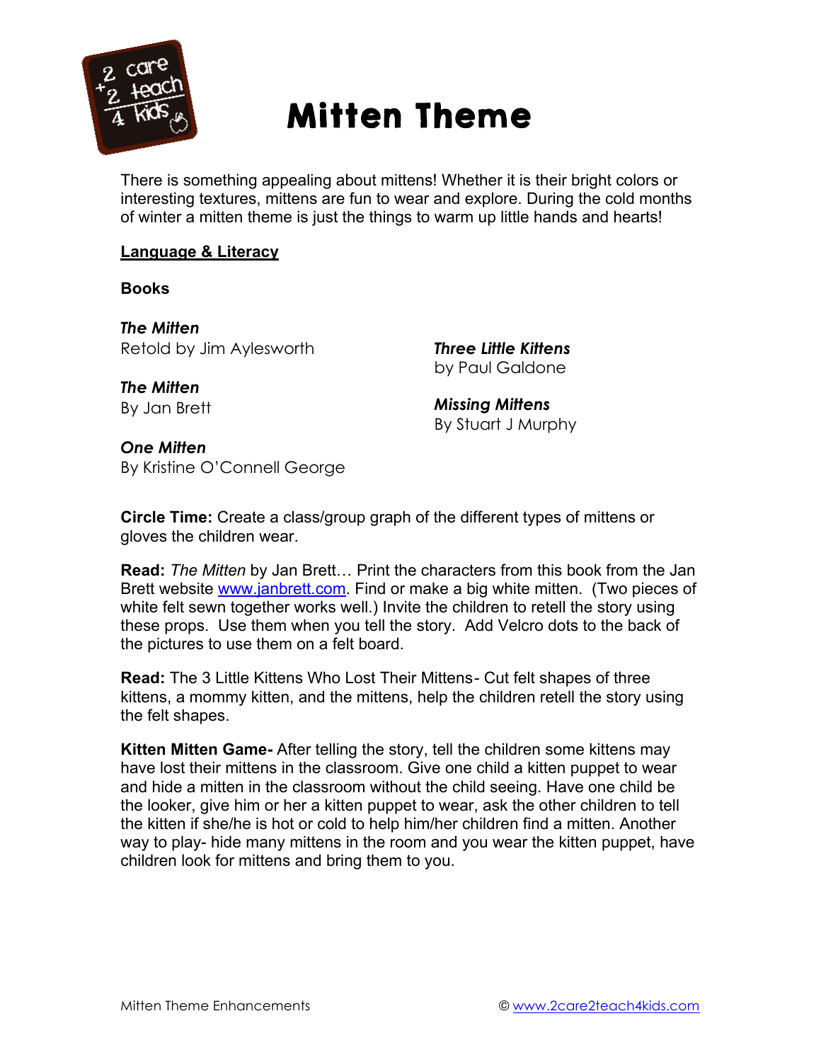# Mitten Theme

There is something appealing about mittens! Whether it is their bright colors or interesting textures, mittens are fun to wear and explore. During the cold months of winter a mitten theme is just the things to warm up little hands and hearts!

## Language & Literacy

**Books**

***The Mitten***
Retold by Jim Aylesworth

***The Mitten***
By Jan Brett

***One Mitten***
By Kristine O'Connell George

***Three Little Kittens***
by Paul Galdone

***Missing Mittens***
By Stuart J Murphy

**Circle Time:** Create a class/group graph of the different types of mittens or gloves the children wear.

**Read:** *The Mitten* by Jan Brett… Print the characters from this book from the Jan Brett website www.janbrett.com. Find or make a big white mitten. (Two pieces of white felt sewn together works well.) Invite the children to retell the story using these props. Use them when you tell the story. Add Velcro dots to the back of the pictures to use them on a felt board.

**Read:** The 3 Little Kittens Who Lost Their Mittens- Cut felt shapes of three kittens, a mommy kitten, and the mittens, help the children retell the story using the felt shapes.

**Kitten Mitten Game-** After telling the story, tell the children some kittens may have lost their mittens in the classroom. Give one child a kitten puppet to wear and hide a mitten in the classroom without the child seeing. Have one child be the looker, give him or her a kitten puppet to wear, ask the other children to tell the kitten if she/he is hot or cold to help him/her children find a mitten. Another way to play- hide many mittens in the room and you wear the kitten puppet, have children look for mittens and bring them to you.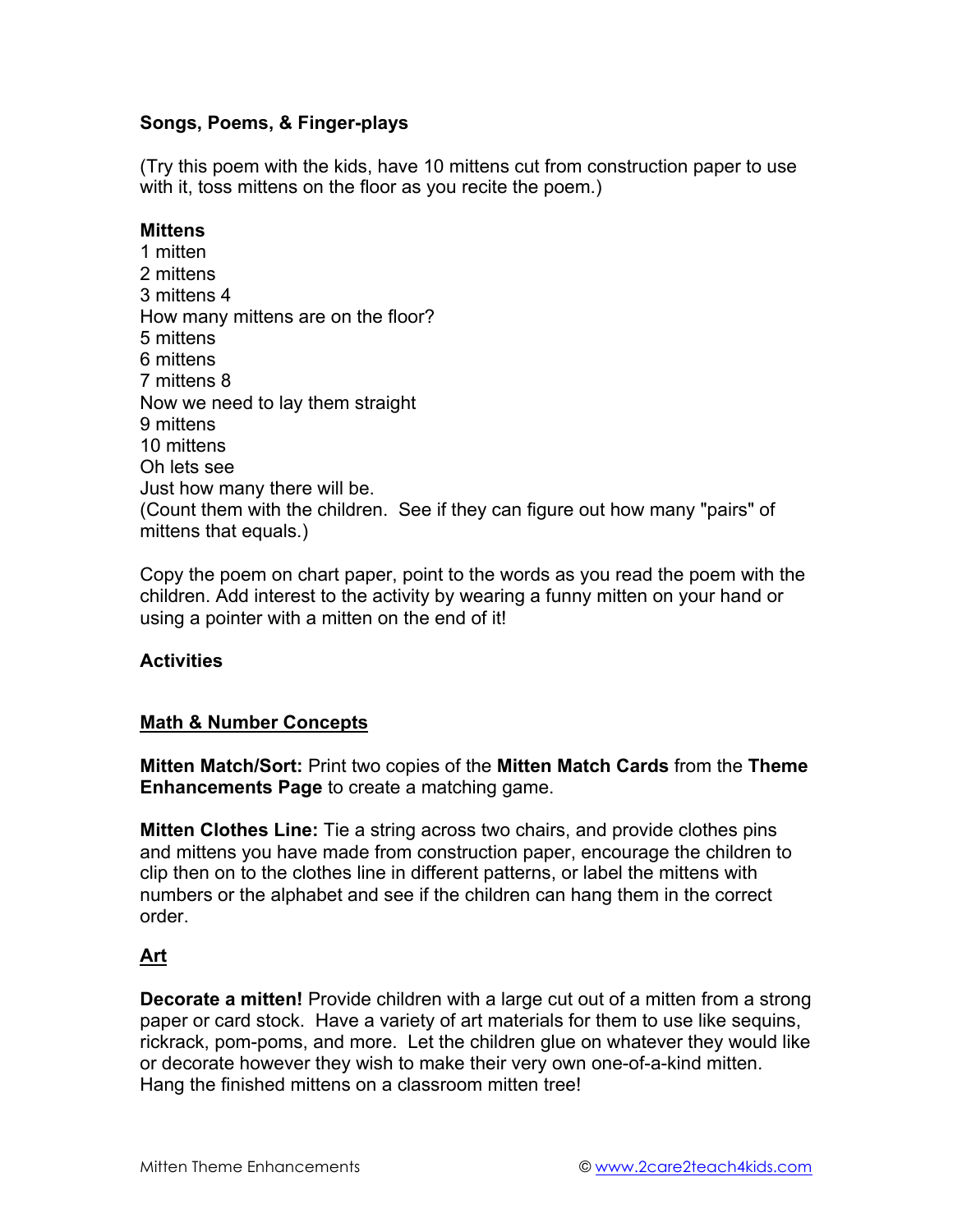**Songs, Poems, & Finger-plays**

(Try this poem with the kids, have 10 mittens cut from construction paper to use with it, toss mittens on the floor as you recite the poem.)

**Mittens**
1 mitten
2 mittens
3 mittens 4
How many mittens are on the floor?
5 mittens
6 mittens
7 mittens 8
Now we need to lay them straight
9 mittens
10 mittens
Oh lets see
Just how many there will be.
(Count them with the children. See if they can figure out how many "pairs" of mittens that equals.)

Copy the poem on chart paper, point to the words as you read the poem with the children. Add interest to the activity by wearing a funny mitten on your hand or using a pointer with a mitten on the end of it!

**Activities**

**Math & Number Concepts**

**Mitten Match/Sort:** Print two copies of the **Mitten Match Cards** from the **Theme Enhancements Page** to create a matching game.

**Mitten Clothes Line:** Tie a string across two chairs, and provide clothes pins and mittens you have made from construction paper, encourage the children to clip then on to the clothes line in different patterns, or label the mittens with numbers or the alphabet and see if the children can hang them in the correct order.

**Art**

**Decorate a mitten!** Provide children with a large cut out of a mitten from a strong paper or card stock. Have a variety of art materials for them to use like sequins, rickrack, pom-poms, and more. Let the children glue on whatever they would like or decorate however they wish to make their very own one-of-a-kind mitten. Hang the finished mittens on a classroom mitten tree!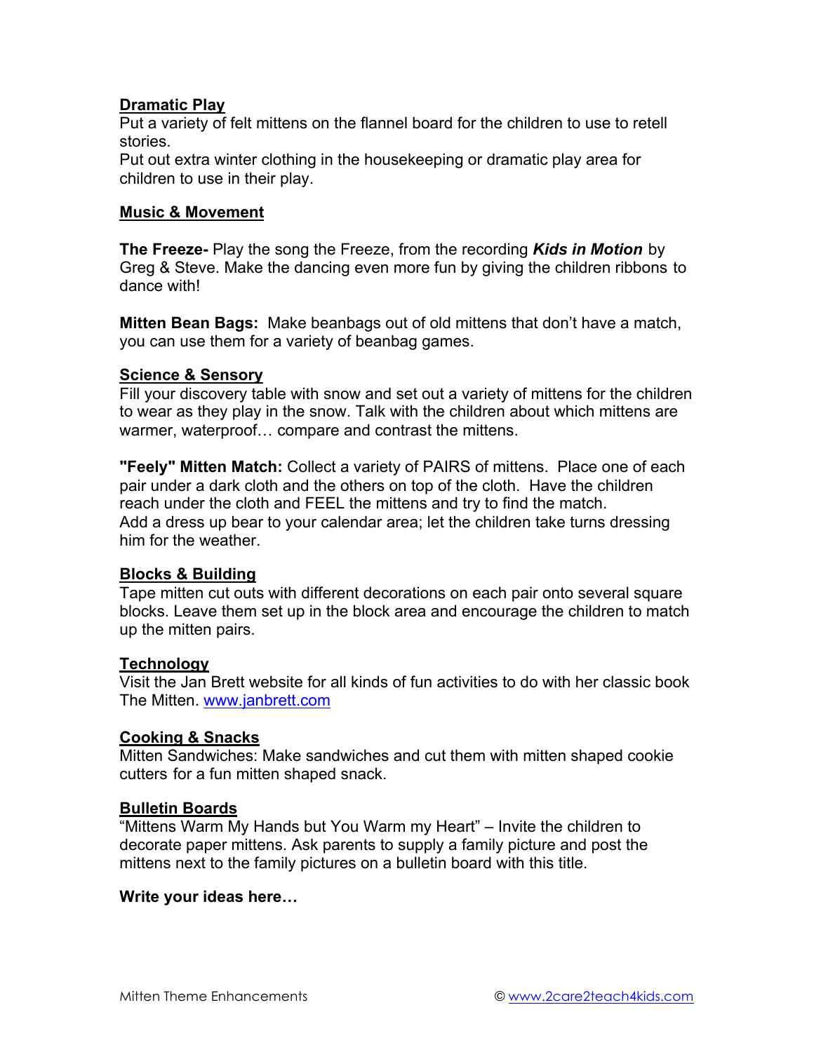## Dramatic Play

Put a variety of felt mittens on the flannel board for the children to use to retell stories.
Put out extra winter clothing in the housekeeping or dramatic play area for children to use in their play.

## Music & Movement

**The Freeze-** Play the song the Freeze, from the recording ***Kids in Motion*** by Greg & Steve. Make the dancing even more fun by giving the children ribbons to dance with!

**Mitten Bean Bags:** Make beanbags out of old mittens that don't have a match, you can use them for a variety of beanbag games.

## Science & Sensory

Fill your discovery table with snow and set out a variety of mittens for the children to wear as they play in the snow. Talk with the children about which mittens are warmer, waterproof… compare and contrast the mittens.

**"Feely" Mitten Match:** Collect a variety of PAIRS of mittens. Place one of each pair under a dark cloth and the others on top of the cloth. Have the children reach under the cloth and FEEL the mittens and try to find the match.
Add a dress up bear to your calendar area; let the children take turns dressing him for the weather.

## Blocks & Building

Tape mitten cut outs with different decorations on each pair onto several square blocks. Leave them set up in the block area and encourage the children to match up the mitten pairs.

## Technology

Visit the Jan Brett website for all kinds of fun activities to do with her classic book The Mitten. [www.janbrett.com](http://www.janbrett.com)

## Cooking & Snacks

Mitten Sandwiches: Make sandwiches and cut them with mitten shaped cookie cutters for a fun mitten shaped snack.

## Bulletin Boards

"Mittens Warm My Hands but You Warm my Heart" – Invite the children to decorate paper mittens. Ask parents to supply a family picture and post the mittens next to the family pictures on a bulletin board with this title.

**Write your ideas here…**